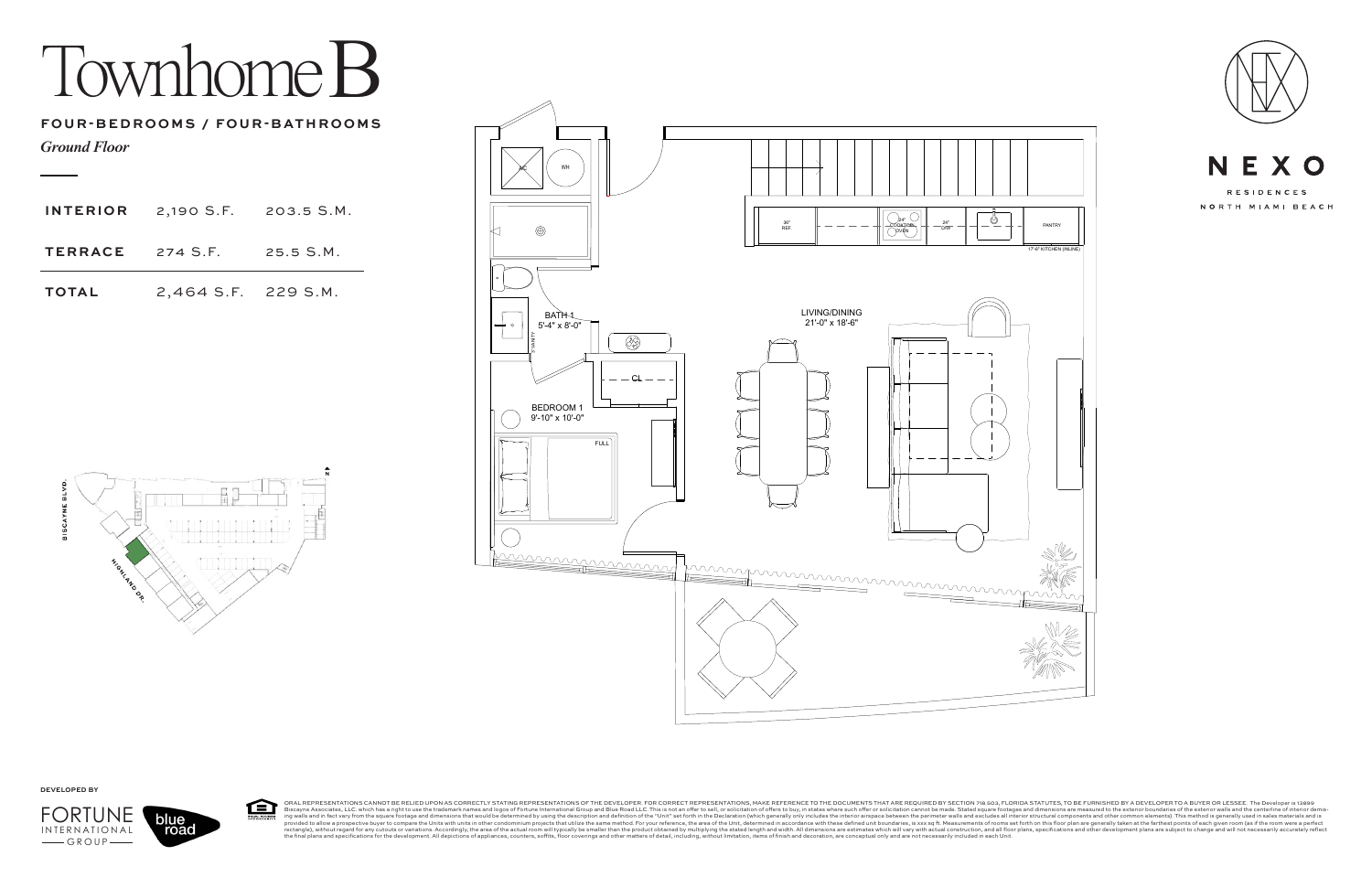# Townhome B

## FOUR-BEDROOMS / FOUR-BATHROOMS

*Ground Floor*

| | | |
|---|---|---|
| **INTERIOR** | 2,190 S.F. | 203.5 S.M. |
| **TERRACE** | 274 S.F. | 25.5 S.M. |
| **TOTAL** | 2,464 S.F. | 229 S.M. |

AC
WH
BATH 1
5'-4" x 8'-0"
VANITY
CL
BEDROOM 1
9'-10" x 10'-0"
FULL
30" REF.
24" COOKTOP/ OVEN
24" D/W
PANTRY
17'-6" KITCHEN (INLINE)
LIVING/DINING
21'-0" x 18'-6"

BISCAYNE BLVD.
HIGHLAND DR.
N

NEXO
RESIDENCES
NORTH MIAMI BEACH

DEVELOPED BY
FORTUNE INTERNATIONAL GROUP
blue road

ORAL REPRESENTATIONS CANNOT BE RELIED UPON AS CORRECTLY STATING REPRESENTATIONS OF THE DEVELOPER. FOR CORRECT REPRESENTATIONS, MAKE REFERENCE TO THE DOCUMENTS THAT ARE REQUIRED BY SECTION 718.503, FLORIDA STATUTES, TO BE FURNISHED BY A DEVELOPER TO A BUYER OR LESSEE. The Developer is 13899 Biscayne Associates, LLC. which has a right to use the trademark names and logos of Fortune International Group and Blue Road LLC. This is not an offer to sell, or solicitation of offers to buy, in states where such offer or solicitation cannot be made. Stated square footages and dimensions are measured to the exterior boundaries of the exterior walls and the centerline of interior demising walls and in fact vary from the square footage and dimensions that would be determined by using the description and definition of the "Unit" set forth in the Declaration (which generally only includes the interior airspace between the perimeter walls and excludes all interior structural components and other common elements). This method is generally used in sales materials and is provided to allow a prospective buyer to compare the Units with units in other condominium projects that utilize the same method. For your reference, the area of the Unit, determined in accordance with these defined unit boundaries, is xxx sq ft. Measurements of rooms set forth on this floor plan are generally taken at the farthest points of each given room (as if the room were a perfect rectangle), without regard for any cutouts or variations. Accordingly, the area of the actual room will typically be smaller than the product obtained by multiplying the stated length and width. All dimensions are estimates which will vary with actual construction, and all floor plans, specifications and other development plans are subject to change and will not necessarily accurately reflect the final plans and specifications for the development. All depictions of appliances, counters, soffits, floor coverings and other matters of detail, including, without limitation, items of finish and decoration, are conceptual only and are not necessarily included in each Unit.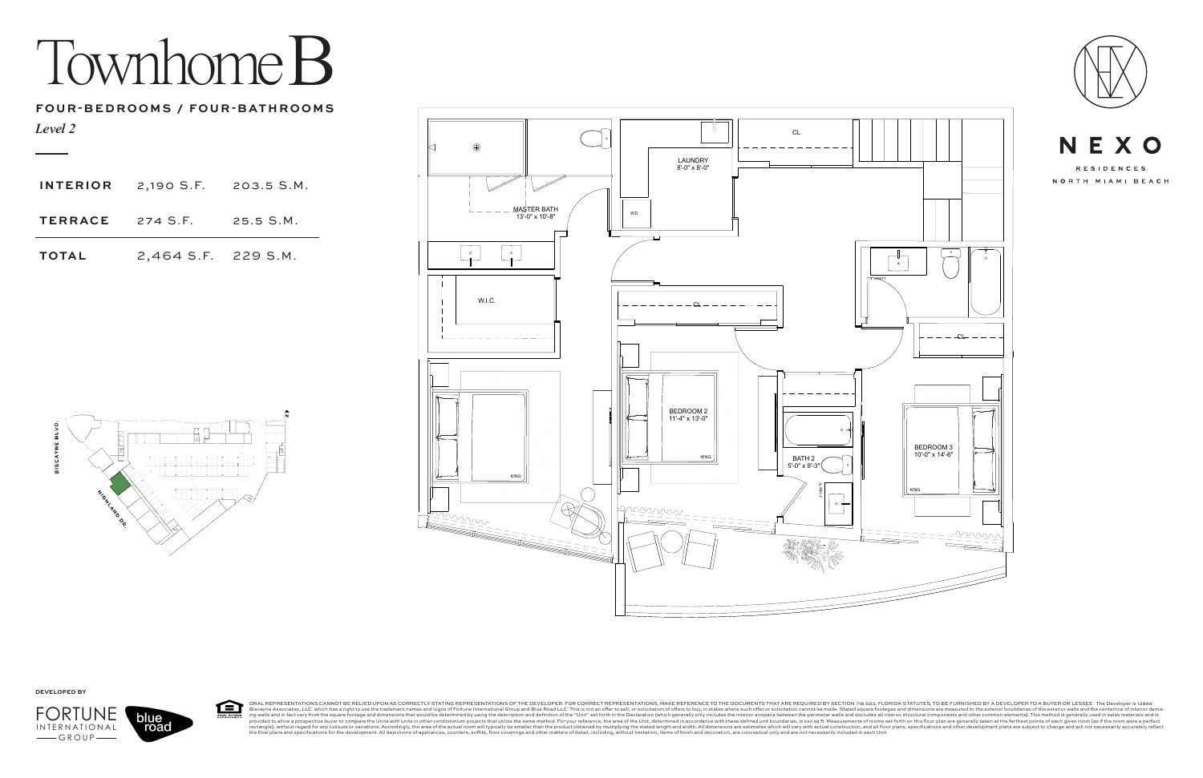# Townhome B

**FOUR-BEDROOMS / FOUR-BATHROOMS**

*Level 2*

| | | |
|---|---|---|
| **INTERIOR** | 2,190 S.F. | 203.5 S.M. |
| **TERRACE** | 274 S.F. | 25.5 S.M. |
| **TOTAL** | 2,464 S.F. | 229 S.M. |

MASTER BATH
13'-0" x 10'-8"

LAUNDRY
8'-0" x 8'-0"

WD

CL

W.I.C.

CL

CL

BEDROOM 2
11'-4" x 13'-0"

KING

BATH 2
5'-0" x 8'-3"

BEDROOM 3
10'-0" x 14'-6"

KING

KING

BISCAYNE BLVD.

HIGHLAND DR.

N

NEXO

RESIDENCES

NORTH MIAMI BEACH

DEVELOPED BY

FORTUNE INTERNATIONAL GROUP

blue road

ORAL REPRESENTATIONS CANNOT BE RELIED UPON AS CORRECTLY STATING REPRESENTATIONS OF THE DEVELOPER. FOR CORRECT REPRESENTATIONS, MAKE REFERENCE TO THE DOCUMENTS THAT ARE REQUIRED BY SECTION 718.503, FLORIDA STATUTES, TO BE FURNISHED BY A DEVELOPER TO A BUYER OR LESSEE. The Developer is 13899 Biscayne Associates, LLC. which has a right to use the trademark names and logos of Fortune International Group and Blue Road LLC. This is not an offer to sell, or solicitation of offers to buy, in states where such offer or solicitation cannot be made. Stated square footages and dimensions are measured to the exterior boundaries of the exterior walls and the centerline of interior demising walls and in fact vary from the square footage and dimensions that would be determined by using the description and definition of the "Unit" set forth in the Declaration (which generally only includes the interior airspace between the perimeter walls and excludes all interior structural components and other common elements). This method is generally used in sales materials and is provided to allow a prospective buyer to compare the Units with units in other condominium projects that utilize the same method. For your reference, the area of the Unit, determined in accordance with these defined unit boundaries, is xxx sq ft. Measurements of rooms set forth on this floor plan are generally taken at the farthest points of each given room (as if the room were a perfect rectangle), without regard for any cutouts or variations. Accordingly, the area of the actual room will typically be smaller than the product obtained by multiplying the stated length and width. All dimensions are estimates which will vary with actual construction, and all floor plans, specifications and other development plans are subject to change and will not necessarily accurately reflect the final plans and specifications for the development. All depictions of appliances, counters, soffits, floor coverings and other matters of detail, including, without limitation, items of finish and decoration, are conceptual only and are not necessarily included in each Unit.